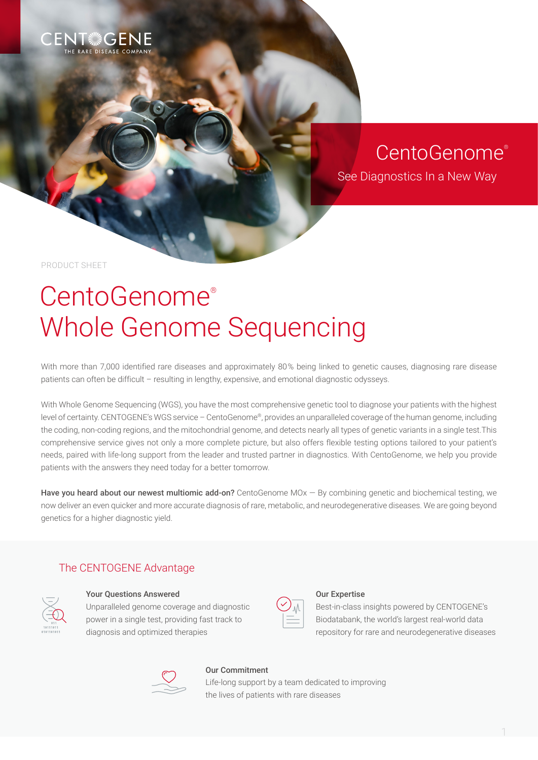CENTOGENE
THE RARE DISEASE COMPANY

CentoGenome®
See Diagnostics In a New Way

PRODUCT SHEET

# CentoGenome® Whole Genome Sequencing

With more than 7,000 identified rare diseases and approximately 80% being linked to genetic causes, diagnosing rare disease patients can often be difficult – resulting in lengthy, expensive, and emotional diagnostic odysseys.

With Whole Genome Sequencing (WGS), you have the most comprehensive genetic tool to diagnose your patients with the highest level of certainty. CENTOGENE's WGS service – CentoGenome®, provides an unparalleled coverage of the human genome, including the coding, non-coding regions, and the mitochondrial genome, and detects nearly all types of genetic variants in a single test.This comprehensive service gives not only a more complete picture, but also offers flexible testing options tailored to your patient's needs, paired with life-long support from the leader and trusted partner in diagnostics. With CentoGenome, we help you provide patients with the answers they need today for a better tomorrow.

**Have you heard about our newest multiomic add-on?** CentoGenome MOx — By combining genetic and biochemical testing, we now deliver an even quicker and more accurate diagnosis of rare, metabolic, and neurodegenerative diseases. We are going beyond genetics for a higher diagnostic yield.

## The CENTOGENE Advantage

**Your Questions Answered**
Unparalleled genome coverage and diagnostic power in a single test, providing fast track to diagnosis and optimized therapies

**Our Expertise**
Best-in-class insights powered by CENTOGENE's Biodatabank, the world's largest real-world data repository for rare and neurodegenerative diseases

**Our Commitment**
Life-long support by a team dedicated to improving the lives of patients with rare diseases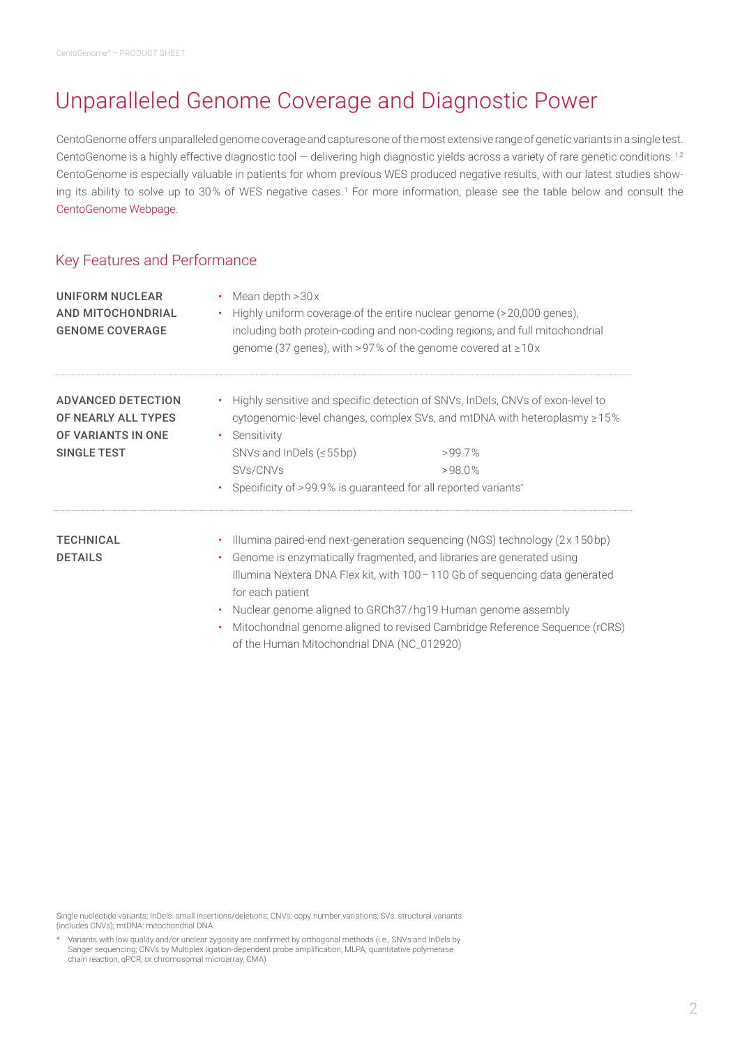# Unparalleled Genome Coverage and Diagnostic Power

CentoGenome offers unparalleled genome coverage and captures one of the most extensive range of genetic variants in a single test. CentoGenome is a highly effective diagnostic tool — delivering high diagnostic yields across a variety of rare genetic conditions.[1,2] CentoGenome is especially valuable in patients for whom previous WES produced negative results, with our latest studies showing its ability to solve up to 30% of WES negative cases.[1] For more information, please see the table below and consult the CentoGenome Webpage.

## Key Features and Performance

**UNIFORM NUCLEAR AND MITOCHONDRIAL GENOME COVERAGE**

- Mean depth >30x
- Highly uniform coverage of the entire nuclear genome (>20,000 genes), including both protein-coding and non-coding regions, and full mitochondrial genome (37 genes), with >97% of the genome covered at ≥10x

**ADVANCED DETECTION OF NEARLY ALL TYPES OF VARIANTS IN ONE SINGLE TEST**

- Highly sensitive and specific detection of SNVs, InDels, CNVs of exon-level to cytogenomic-level changes, complex SVs, and mtDNA with heteroplasmy ≥15%
- Sensitivity

| | |
|---|---|
| SNVs and InDels (≤55bp) | >99.7% |
| SVs/CNVs | >98.0% |

- Specificity of >99.9% is guaranteed for all reported variants*

**TECHNICAL DETAILS**

- Illumina paired-end next-generation sequencing (NGS) technology (2x 150bp)
- Genome is enzymatically fragmented, and libraries are generated using Illumina Nextera DNA Flex kit, with 100–110 Gb of sequencing data generated for each patient
- Nuclear genome aligned to GRCh37/hg19 Human genome assembly
- Mitochondrial genome aligned to revised Cambridge Reference Sequence (rCRS) of the Human Mitochondrial DNA (NC_012920)

Single nucleotide variants; InDels: small insertions/deletions; CNVs: copy number variations; SVs: structural variants (includes CNVs); mtDNA: mitochondrial DNA

\* Variants with low quality and/or unclear zygosity are confirmed by orthogonal methods (i.e., SNVs and InDels by Sanger sequencing; CNVs by Multiplex ligation-dependent probe amplification, MLPA; quantitative polymerase chain reaction, qPCR; or chromosomal microarray, CMA)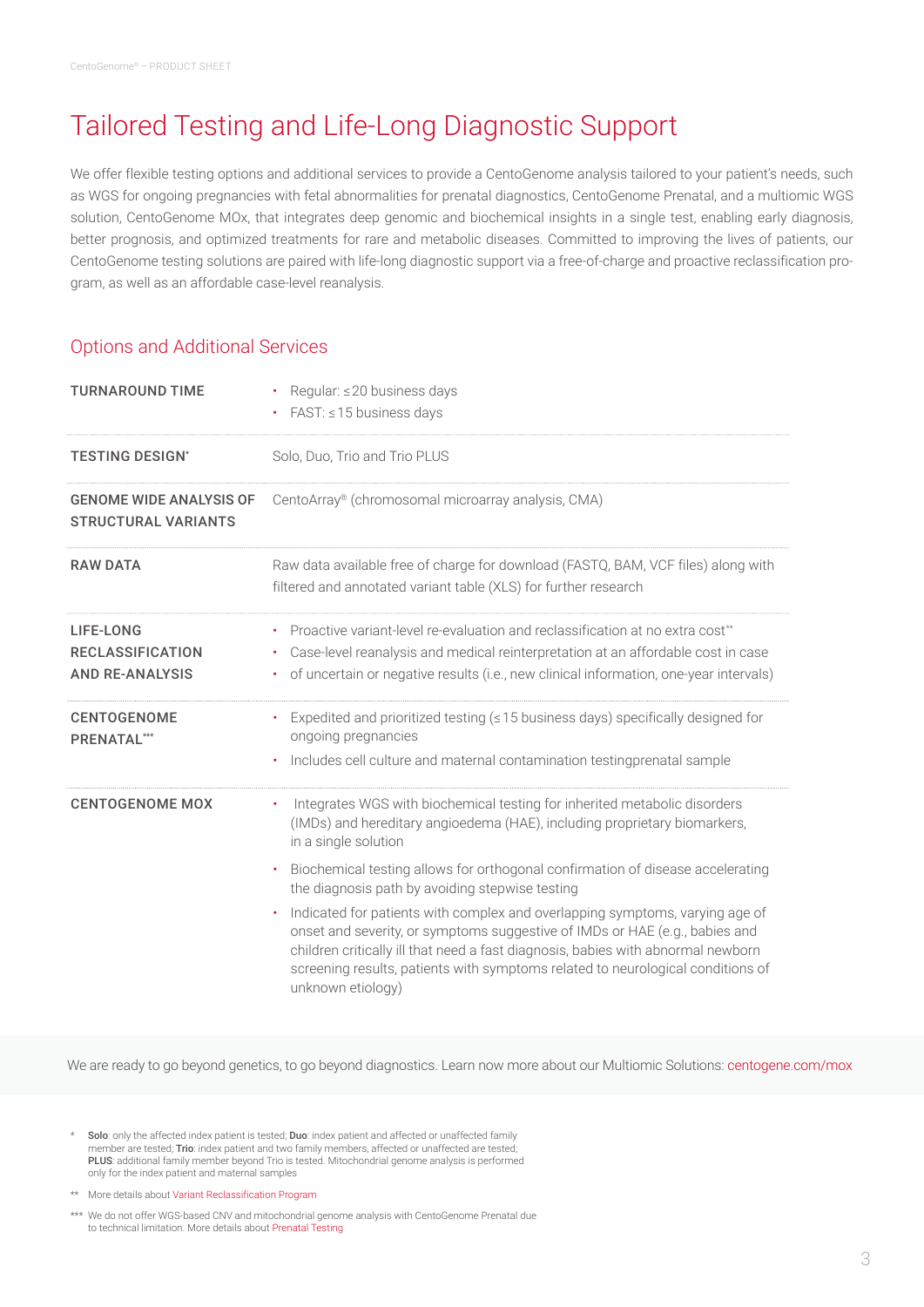# Tailored Testing and Life-Long Diagnostic Support

We offer flexible testing options and additional services to provide a CentoGenome analysis tailored to your patient's needs, such as WGS for ongoing pregnancies with fetal abnormalities for prenatal diagnostics, CentoGenome Prenatal, and a multiomic WGS solution, CentoGenome MOx, that integrates deep genomic and biochemical insights in a single test, enabling early diagnosis, better prognosis, and optimized treatments for rare and metabolic diseases. Committed to improving the lives of patients, our CentoGenome testing solutions are paired with life-long diagnostic support via a free-of-charge and proactive reclassification program, as well as an affordable case-level reanalysis.

## Options and Additional Services

| | |
|---|---|
| **TURNAROUND TIME** | • Regular: ≤20 business days<br>• FAST: ≤15 business days |
| **TESTING DESIGN*** | Solo, Duo, Trio and Trio PLUS |
| **GENOME WIDE ANALYSIS OF STRUCTURAL VARIANTS** | CentoArray® (chromosomal microarray analysis, CMA) |
| **RAW DATA** | Raw data available free of charge for download (FASTQ, BAM, VCF files) along with filtered and annotated variant table (XLS) for further research |
| **LIFE-LONG RECLASSIFICATION AND RE-ANALYSIS** | • Proactive variant-level re-evaluation and reclassification at no extra cost**<br>• Case-level reanalysis and medical reinterpretation at an affordable cost in case<br>• of uncertain or negative results (i.e., new clinical information, one-year intervals) |
| **CENTOGENOME PRENATAL*** ** | • Expedited and prioritized testing (≤15 business days) specifically designed for ongoing pregnancies<br>• Includes cell culture and maternal contamination testingprenatal sample |
| **CENTOGENOME MOX** | • Integrates WGS with biochemical testing for inherited metabolic disorders (IMDs) and hereditary angioedema (HAE), including proprietary biomarkers, in a single solution<br>• Biochemical testing allows for orthogonal confirmation of disease accelerating the diagnosis path by avoiding stepwise testing<br>• Indicated for patients with complex and overlapping symptoms, varying age of onset and severity, or symptoms suggestive of IMDs or HAE (e.g., babies and children critically ill that need a fast diagnosis, babies with abnormal newborn screening results, patients with symptoms related to neurological conditions of unknown etiology) |

We are ready to go beyond genetics, to go beyond diagnostics. Learn now more about our Multiomic Solutions: centogene.com/mox

\* **Solo**: only the affected index patient is tested; **Duo**: index patient and affected or unaffected family member are tested; **Trio**: index patient and two family members, affected or unaffected are tested; **PLUS**: additional family member beyond Trio is tested. Mitochondrial genome analysis is performed only for the index patient and maternal samples

\*\* More details about Variant Reclassification Program

\*\*\* We do not offer WGS-based CNV and mitochondrial genome analysis with CentoGenome Prenatal due to technical limitation. More details about Prenatal Testing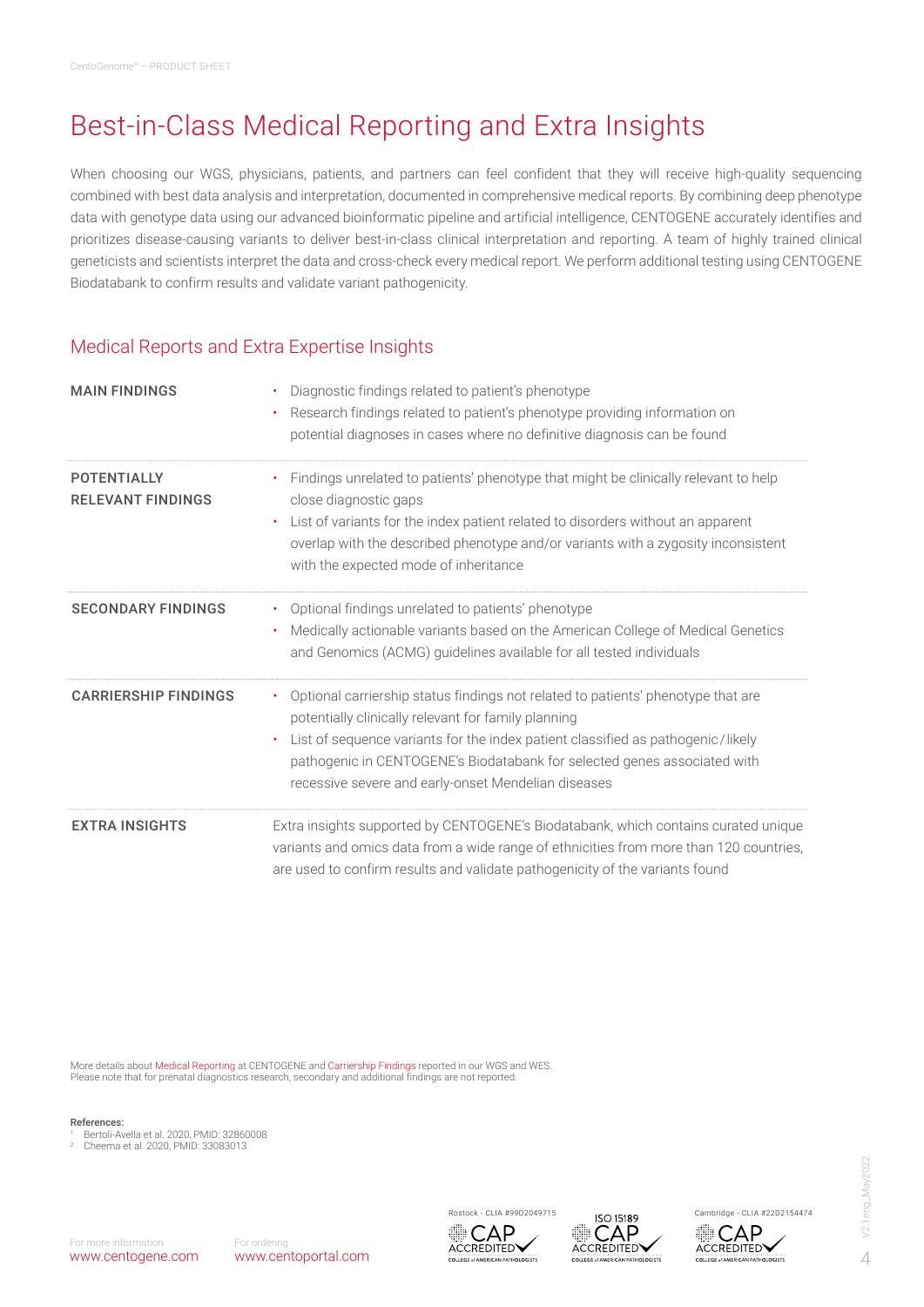# Best-in-Class Medical Reporting and Extra Insights

When choosing our WGS, physicians, patients, and partners can feel confident that they will receive high-quality sequencing combined with best data analysis and interpretation, documented in comprehensive medical reports. By combining deep phenotype data with genotype data using our advanced bioinformatic pipeline and artificial intelligence, CENTOGENE accurately identifies and prioritizes disease-causing variants to deliver best-in-class clinical interpretation and reporting. A team of highly trained clinical geneticists and scientists interpret the data and cross-check every medical report. We perform additional testing using CENTOGENE Biodatabank to confirm results and validate variant pathogenicity.

## Medical Reports and Extra Expertise Insights

| | |
|---|---|
| **MAIN FINDINGS** | • Diagnostic findings related to patient's phenotype<br>• Research findings related to patient's phenotype providing information on potential diagnoses in cases where no definitive diagnosis can be found |
| **POTENTIALLY RELEVANT FINDINGS** | • Findings unrelated to patients' phenotype that might be clinically relevant to help close diagnostic gaps<br>• List of variants for the index patient related to disorders without an apparent overlap with the described phenotype and/or variants with a zygosity inconsistent with the expected mode of inheritance |
| **SECONDARY FINDINGS** | • Optional findings unrelated to patients' phenotype<br>• Medically actionable variants based on the American College of Medical Genetics and Genomics (ACMG) guidelines available for all tested individuals |
| **CARRIERSHIP FINDINGS** | • Optional carriership status findings not related to patients' phenotype that are potentially clinically relevant for family planning<br>• List of sequence variants for the index patient classified as pathogenic/likely pathogenic in CENTOGENE's Biodatabank for selected genes associated with recessive severe and early-onset Mendelian diseases |
| **EXTRA INSIGHTS** | Extra insights supported by CENTOGENE's Biodatabank, which contains curated unique variants and omics data from a wide range of ethnicities from more than 120 countries, are used to confirm results and validate pathogenicity of the variants found |

More details about Medical Reporting at CENTOGENE and Carriership Findings reported in our WGS and WES.
Please note that for prenatal diagnostics research, secondary and additional findings are not reported.

**References:**
1. Bertoli-Avella et al. 2020, PMID: 32860008
2. Cheema et al. 2020, PMID: 33083013

For more information
www.centogene.com

For ordering
www.centoportal.com

Rostock - CLIA #99D2049715 — CAP ACCREDITED, COLLEGE of AMERICAN PATHOLOGISTS

ISO 15189 — CAP ACCREDITED, COLLEGE of AMERICAN PATHOLOGISTS

Cambridge - CLIA #22D2154474 — CAP ACCREDITED, COLLEGE of AMERICAN PATHOLOGISTS

V2.1.eng_May2022